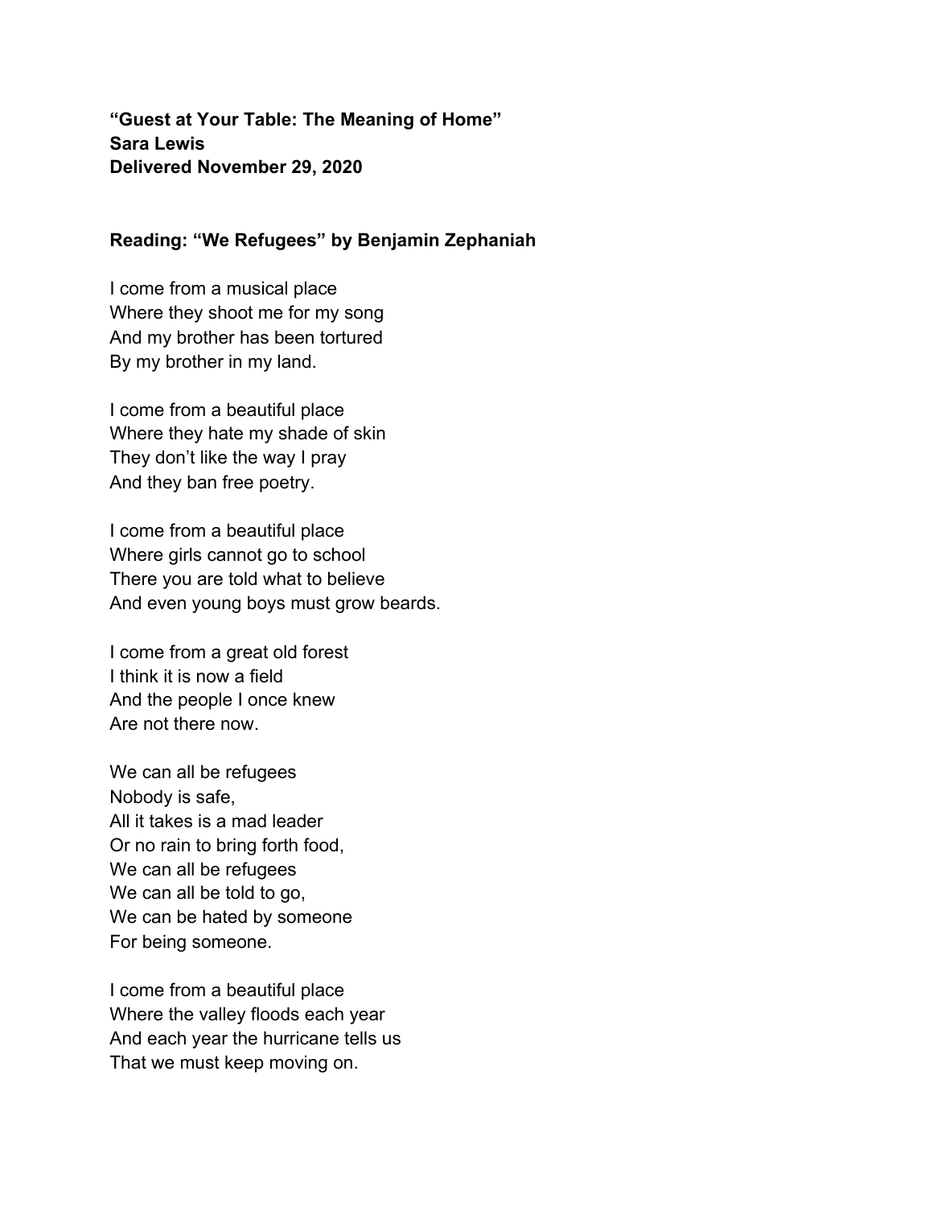**"Guest at Your Table: The Meaning of Home"**
**Sara Lewis**
**Delivered November 29, 2020**

**Reading: "We Refugees" by Benjamin Zephaniah**

I come from a musical place
Where they shoot me for my song
And my brother has been tortured
By my brother in my land.

I come from a beautiful place
Where they hate my shade of skin
They don't like the way I pray
And they ban free poetry.

I come from a beautiful place
Where girls cannot go to school
There you are told what to believe
And even young boys must grow beards.

I come from a great old forest
I think it is now a field
And the people I once knew
Are not there now.

We can all be refugees
Nobody is safe,
All it takes is a mad leader
Or no rain to bring forth food,
We can all be refugees
We can all be told to go,
We can be hated by someone
For being someone.

I come from a beautiful place
Where the valley floods each year
And each year the hurricane tells us
That we must keep moving on.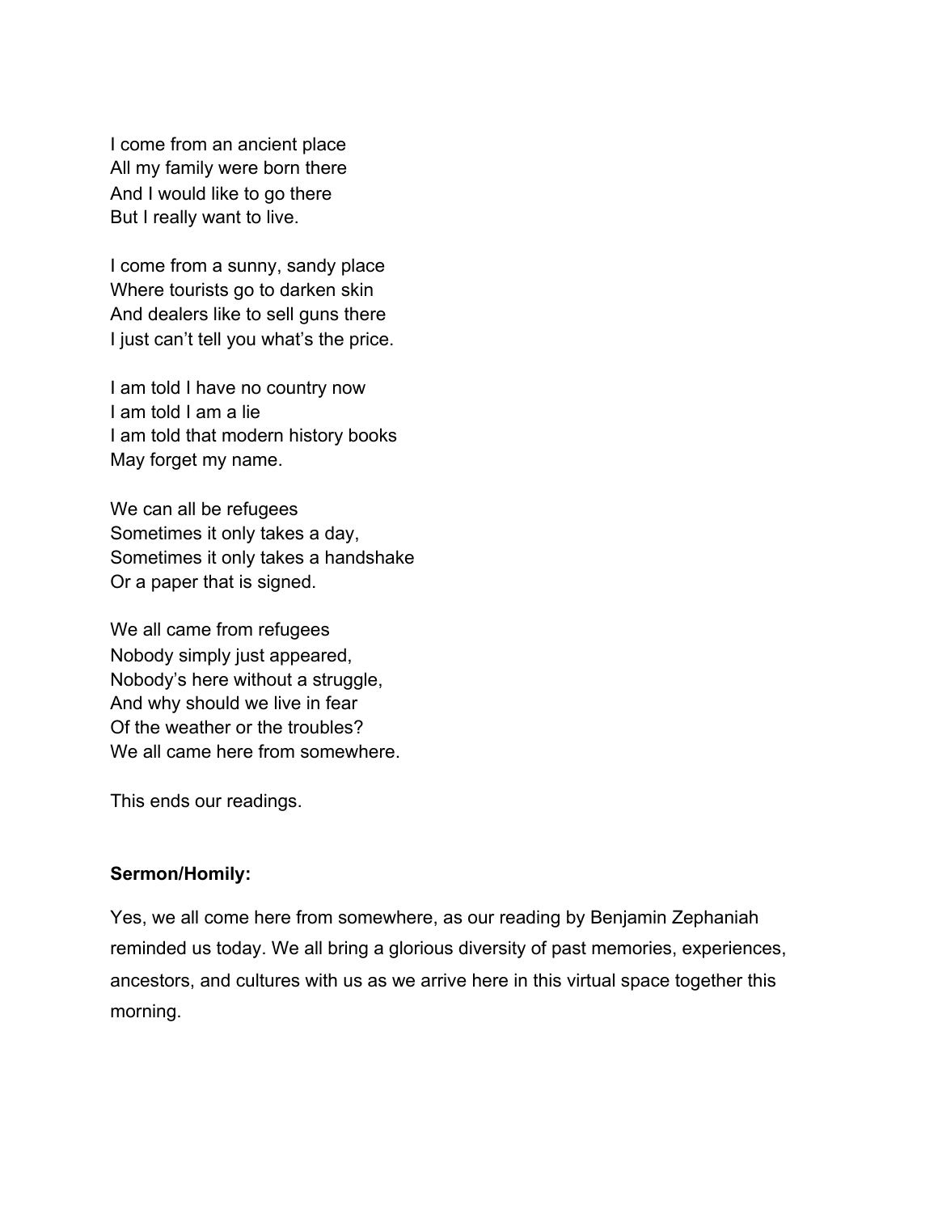I come from an ancient place  
All my family were born there  
And I would like to go there  
But I really want to live.

I come from a sunny, sandy place  
Where tourists go to darken skin  
And dealers like to sell guns there  
I just can't tell you what's the price.

I am told I have no country now  
I am told I am a lie  
I am told that modern history books  
May forget my name.

We can all be refugees  
Sometimes it only takes a day,  
Sometimes it only takes a handshake  
Or a paper that is signed.

We all came from refugees  
Nobody simply just appeared,  
Nobody's here without a struggle,  
And why should we live in fear  
Of the weather or the troubles?  
We all came here from somewhere.

This ends our readings.

**Sermon/Homily:**

Yes, we all come here from somewhere, as our reading by Benjamin Zephaniah reminded us today. We all bring a glorious diversity of past memories, experiences, ancestors, and cultures with us as we arrive here in this virtual space together this morning.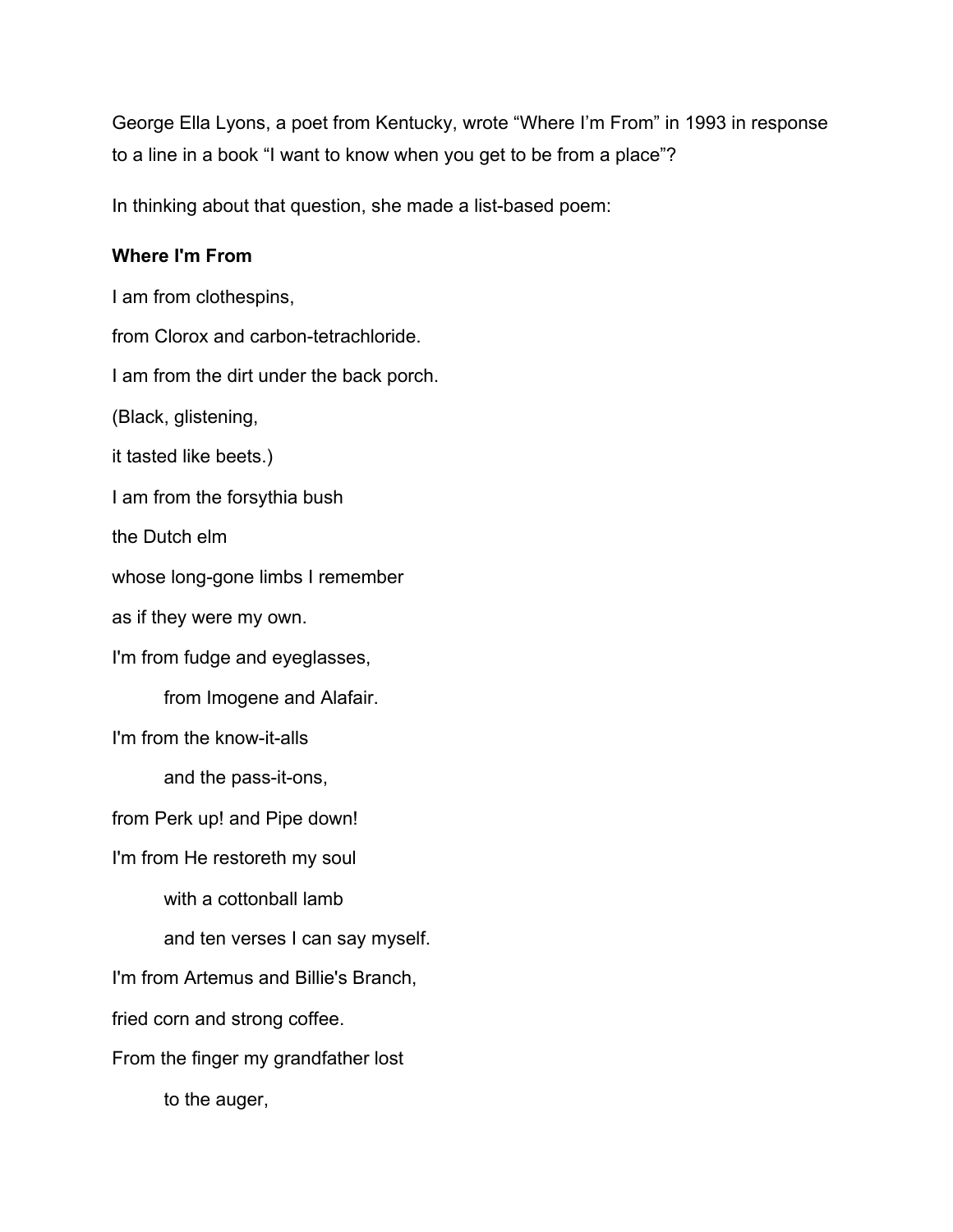George Ella Lyons, a poet from Kentucky, wrote “Where I’m From” in 1993 in response to a line in a book “I want to know when you get to be from a place”?

In thinking about that question, she made a list-based poem:

**Where I'm From**

I am from clothespins,

from Clorox and carbon-tetrachloride.

I am from the dirt under the back porch.

(Black, glistening,

it tasted like beets.)

I am from the forsythia bush

the Dutch elm

whose long-gone limbs I remember

as if they were my own.

I'm from fudge and eyeglasses,

&nbsp;&nbsp;&nbsp;&nbsp;&nbsp;&nbsp;&nbsp;&nbsp;from Imogene and Alafair.

I'm from the know-it-alls

&nbsp;&nbsp;&nbsp;&nbsp;&nbsp;&nbsp;&nbsp;&nbsp;and the pass-it-ons,

from Perk up! and Pipe down!

I'm from He restoreth my soul

&nbsp;&nbsp;&nbsp;&nbsp;&nbsp;&nbsp;&nbsp;&nbsp;with a cottonball lamb

&nbsp;&nbsp;&nbsp;&nbsp;&nbsp;&nbsp;&nbsp;&nbsp;and ten verses I can say myself.

I'm from Artemus and Billie's Branch,

fried corn and strong coffee.

From the finger my grandfather lost

&nbsp;&nbsp;&nbsp;&nbsp;&nbsp;&nbsp;&nbsp;&nbsp;to the auger,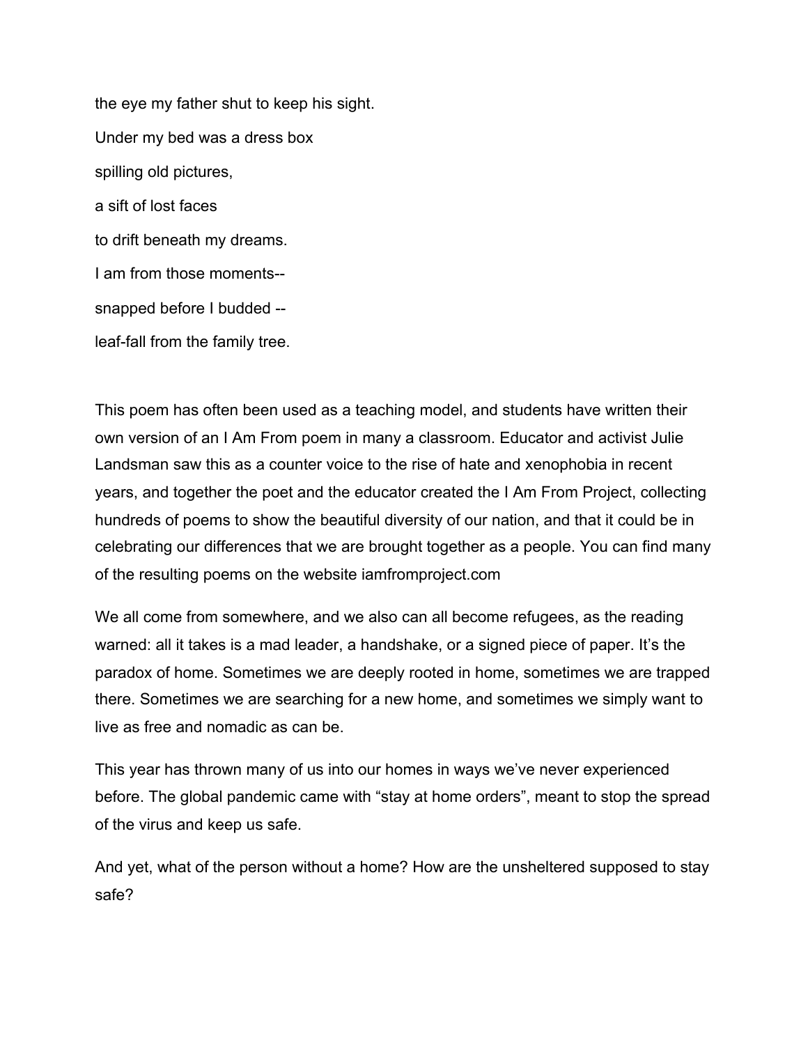the eye my father shut to keep his sight.

Under my bed was a dress box

spilling old pictures,

a sift of lost faces

to drift beneath my dreams.

I am from those moments--

snapped before I budded --

leaf-fall from the family tree.

This poem has often been used as a teaching model, and students have written their own version of an I Am From poem in many a classroom. Educator and activist Julie Landsman saw this as a counter voice to the rise of hate and xenophobia in recent years, and together the poet and the educator created the I Am From Project, collecting hundreds of poems to show the beautiful diversity of our nation, and that it could be in celebrating our differences that we are brought together as a people. You can find many of the resulting poems on the website iamfromproject.com

We all come from somewhere, and we also can all become refugees, as the reading warned: all it takes is a mad leader, a handshake, or a signed piece of paper. It's the paradox of home. Sometimes we are deeply rooted in home, sometimes we are trapped there. Sometimes we are searching for a new home, and sometimes we simply want to live as free and nomadic as can be.

This year has thrown many of us into our homes in ways we've never experienced before. The global pandemic came with "stay at home orders", meant to stop the spread of the virus and keep us safe.

And yet, what of the person without a home? How are the unsheltered supposed to stay safe?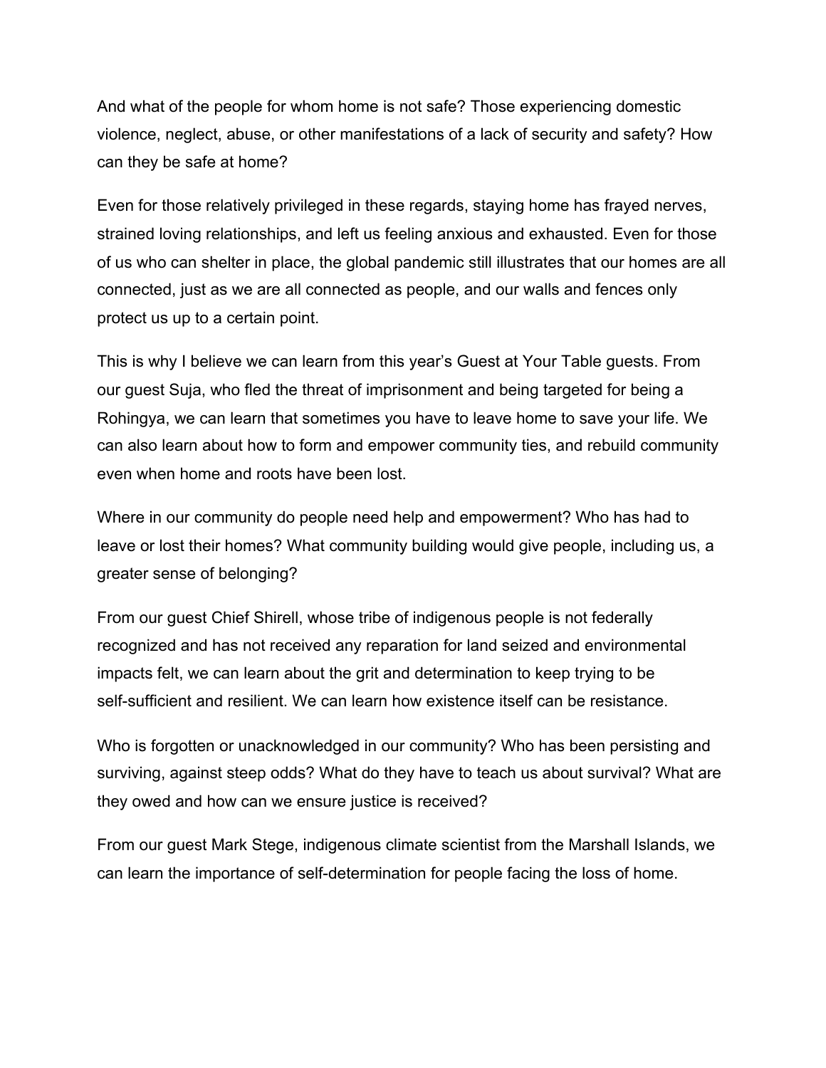And what of the people for whom home is not safe? Those experiencing domestic violence, neglect, abuse, or other manifestations of a lack of security and safety? How can they be safe at home?

Even for those relatively privileged in these regards, staying home has frayed nerves, strained loving relationships, and left us feeling anxious and exhausted. Even for those of us who can shelter in place, the global pandemic still illustrates that our homes are all connected, just as we are all connected as people, and our walls and fences only protect us up to a certain point.

This is why I believe we can learn from this year's Guest at Your Table guests. From our guest Suja, who fled the threat of imprisonment and being targeted for being a Rohingya, we can learn that sometimes you have to leave home to save your life. We can also learn about how to form and empower community ties, and rebuild community even when home and roots have been lost.

Where in our community do people need help and empowerment? Who has had to leave or lost their homes? What community building would give people, including us, a greater sense of belonging?

From our guest Chief Shirell, whose tribe of indigenous people is not federally recognized and has not received any reparation for land seized and environmental impacts felt, we can learn about the grit and determination to keep trying to be self-sufficient and resilient. We can learn how existence itself can be resistance.

Who is forgotten or unacknowledged in our community? Who has been persisting and surviving, against steep odds? What do they have to teach us about survival? What are they owed and how can we ensure justice is received?

From our guest Mark Stege, indigenous climate scientist from the Marshall Islands, we can learn the importance of self-determination for people facing the loss of home.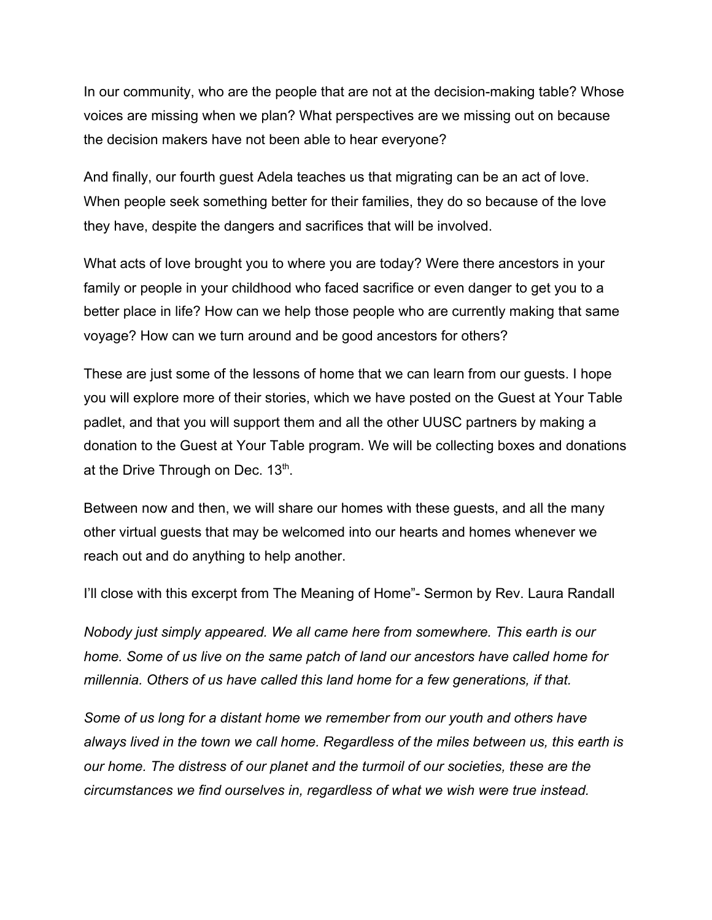In our community, who are the people that are not at the decision-making table? Whose voices are missing when we plan? What perspectives are we missing out on because the decision makers have not been able to hear everyone?

And finally, our fourth guest Adela teaches us that migrating can be an act of love. When people seek something better for their families, they do so because of the love they have, despite the dangers and sacrifices that will be involved.

What acts of love brought you to where you are today? Were there ancestors in your family or people in your childhood who faced sacrifice or even danger to get you to a better place in life? How can we help those people who are currently making that same voyage? How can we turn around and be good ancestors for others?

These are just some of the lessons of home that we can learn from our guests. I hope you will explore more of their stories, which we have posted on the Guest at Your Table padlet, and that you will support them and all the other UUSC partners by making a donation to the Guest at Your Table program. We will be collecting boxes and donations at the Drive Through on Dec. 13th.

Between now and then, we will share our homes with these guests, and all the many other virtual guests that may be welcomed into our hearts and homes whenever we reach out and do anything to help another.

I'll close with this excerpt from The Meaning of Home"- Sermon by Rev. Laura Randall

*Nobody just simply appeared. We all came here from somewhere. This earth is our home. Some of us live on the same patch of land our ancestors have called home for millennia. Others of us have called this land home for a few generations, if that.*

*Some of us long for a distant home we remember from our youth and others have always lived in the town we call home. Regardless of the miles between us, this earth is our home. The distress of our planet and the turmoil of our societies, these are the circumstances we find ourselves in, regardless of what we wish were true instead.*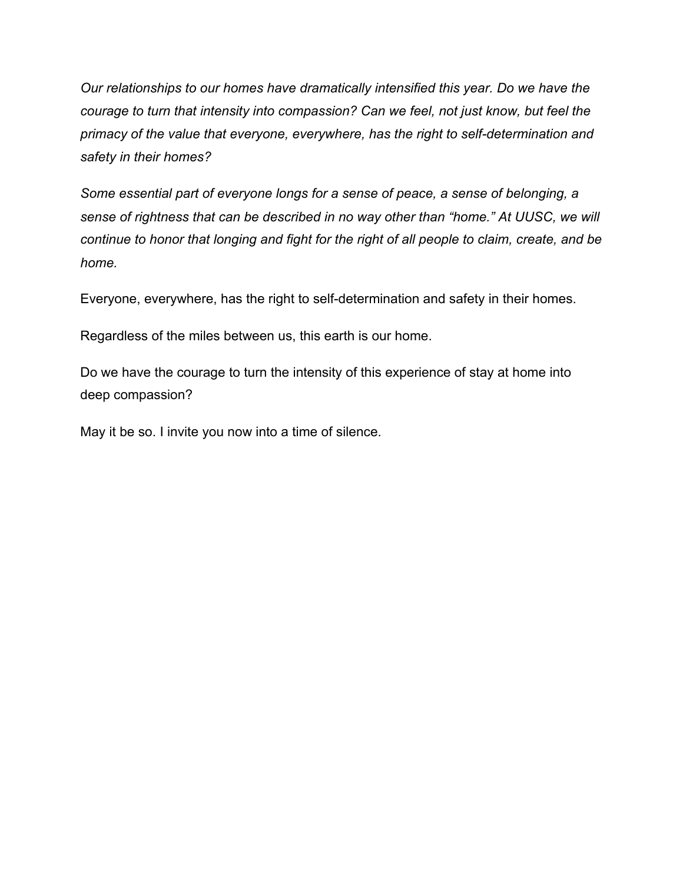*Our relationships to our homes have dramatically intensified this year. Do we have the courage to turn that intensity into compassion? Can we feel, not just know, but feel the primacy of the value that everyone, everywhere, has the right to self-determination and safety in their homes?*

*Some essential part of everyone longs for a sense of peace, a sense of belonging, a sense of rightness that can be described in no way other than "home." At UUSC, we will continue to honor that longing and fight for the right of all people to claim, create, and be home.*

Everyone, everywhere, has the right to self-determination and safety in their homes.

Regardless of the miles between us, this earth is our home.

Do we have the courage to turn the intensity of this experience of stay at home into deep compassion?

May it be so. I invite you now into a time of silence.